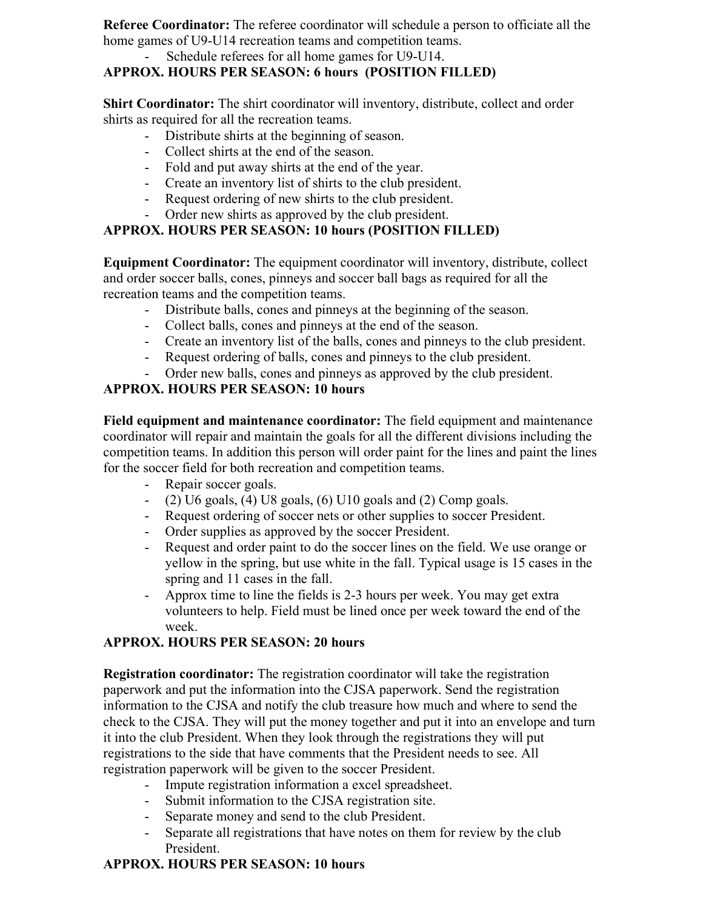**Referee Coordinator:** The referee coordinator will schedule a person to officiate all the home games of U9-U14 recreation teams and competition teams.

- Schedule referees for all home games for U9-U14.

**APPROX. HOURS PER SEASON: 6 hours (POSITION FILLED)**

**Shirt Coordinator:** The shirt coordinator will inventory, distribute, collect and order shirts as required for all the recreation teams.

- Distribute shirts at the beginning of season.
- Collect shirts at the end of the season.
- Fold and put away shirts at the end of the year.
- Create an inventory list of shirts to the club president.
- Request ordering of new shirts to the club president.
- Order new shirts as approved by the club president.

**APPROX. HOURS PER SEASON: 10 hours (POSITION FILLED)**

**Equipment Coordinator:** The equipment coordinator will inventory, distribute, collect and order soccer balls, cones, pinneys and soccer ball bags as required for all the recreation teams and the competition teams.

- Distribute balls, cones and pinneys at the beginning of the season.
- Collect balls, cones and pinneys at the end of the season.
- Create an inventory list of the balls, cones and pinneys to the club president.
- Request ordering of balls, cones and pinneys to the club president.
- Order new balls, cones and pinneys as approved by the club president.

**APPROX. HOURS PER SEASON: 10 hours**

**Field equipment and maintenance coordinator:** The field equipment and maintenance coordinator will repair and maintain the goals for all the different divisions including the competition teams. In addition this person will order paint for the lines and paint the lines for the soccer field for both recreation and competition teams.

- Repair soccer goals.
- (2) U6 goals, (4) U8 goals, (6) U10 goals and (2) Comp goals.
- Request ordering of soccer nets or other supplies to soccer President.
- Order supplies as approved by the soccer President.
- Request and order paint to do the soccer lines on the field. We use orange or yellow in the spring, but use white in the fall. Typical usage is 15 cases in the spring and 11 cases in the fall.
- Approx time to line the fields is 2-3 hours per week. You may get extra volunteers to help. Field must be lined once per week toward the end of the week.

**APPROX. HOURS PER SEASON: 20 hours**

**Registration coordinator:** The registration coordinator will take the registration paperwork and put the information into the CJSA paperwork. Send the registration information to the CJSA and notify the club treasure how much and where to send the check to the CJSA. They will put the money together and put it into an envelope and turn it into the club President. When they look through the registrations they will put registrations to the side that have comments that the President needs to see. All registration paperwork will be given to the soccer President.

- Impute registration information a excel spreadsheet.
- Submit information to the CJSA registration site.
- Separate money and send to the club President.
- Separate all registrations that have notes on them for review by the club President.

**APPROX. HOURS PER SEASON: 10 hours**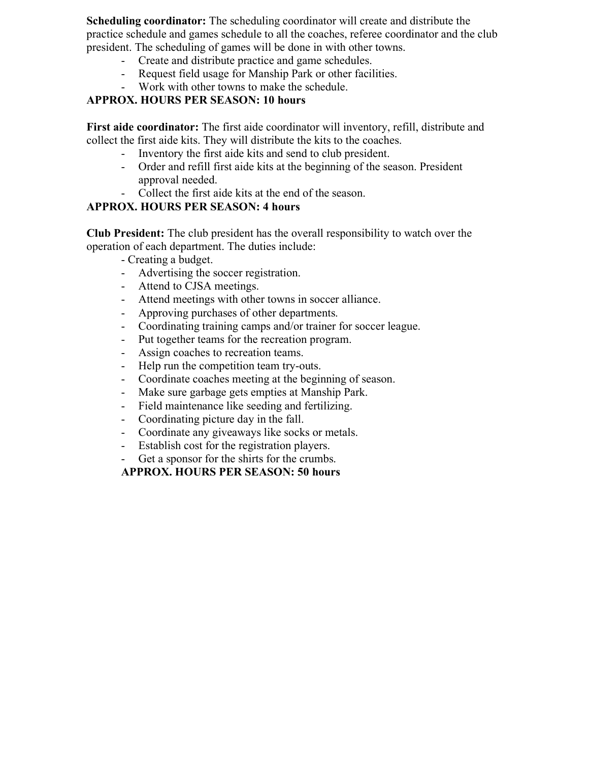**Scheduling coordinator:** The scheduling coordinator will create and distribute the practice schedule and games schedule to all the coaches, referee coordinator and the club president. The scheduling of games will be done in with other towns.

- Create and distribute practice and game schedules.
- Request field usage for Manship Park or other facilities.
- Work with other towns to make the schedule.

**APPROX. HOURS PER SEASON: 10 hours**

**First aide coordinator:** The first aide coordinator will inventory, refill, distribute and collect the first aide kits. They will distribute the kits to the coaches.

- Inventory the first aide kits and send to club president.
- Order and refill first aide kits at the beginning of the season. President approval needed.
- Collect the first aide kits at the end of the season.

**APPROX. HOURS PER SEASON: 4 hours**

**Club President:** The club president has the overall responsibility to watch over the operation of each department. The duties include:

- Creating a budget.
- Advertising the soccer registration.
- Attend to CJSA meetings.
- Attend meetings with other towns in soccer alliance.
- Approving purchases of other departments.
- Coordinating training camps and/or trainer for soccer league.
- Put together teams for the recreation program.
- Assign coaches to recreation teams.
- Help run the competition team try-outs.
- Coordinate coaches meeting at the beginning of season.
- Make sure garbage gets empties at Manship Park.
- Field maintenance like seeding and fertilizing.
- Coordinating picture day in the fall.
- Coordinate any giveaways like socks or metals.
- Establish cost for the registration players.
- Get a sponsor for the shirts for the crumbs.

**APPROX. HOURS PER SEASON: 50 hours**